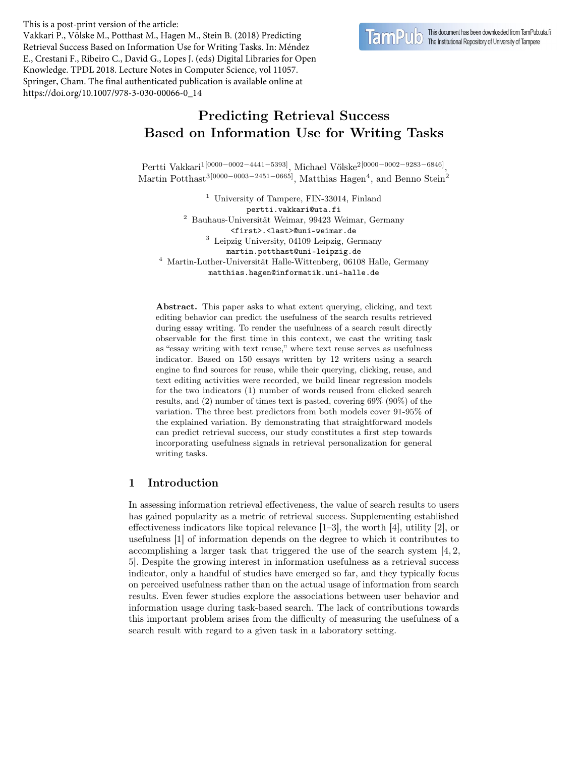This is a post-print version of the article:
Vakkari P., Völske M., Potthast M., Hagen M., Stein B. (2018) Predicting Retrieval Success Based on Information Use for Writing Tasks. In: Méndez E., Crestani F., Ribeiro C., David G., Lopes J. (eds) Digital Libraries for Open Knowledge. TPDL 2018. Lecture Notes in Computer Science, vol 11057. Springer, Cham. The final authenticated publication is available online at https://doi.org/10.1007/978-3-030-00066-0_14

TamPub — This document has been downloaded from TamPub.uta.fi. The Institutional Repository of University of Tampere

# Predicting Retrieval Success Based on Information Use for Writing Tasks

Pertti Vakkari[1] [0000−0002−4441−5393], Michael Völske[2] [0000−0002−9283−6846], Martin Potthast[3] [0000−0003−2451−0665], Matthias Hagen[4], and Benno Stein[2]

[1] University of Tampere, FIN-33014, Finland
pertti.vakkari@uta.fi

[2] Bauhaus-Universität Weimar, 99423 Weimar, Germany
<first>.<last>@uni-weimar.de

[3] Leipzig University, 04109 Leipzig, Germany
martin.potthast@uni-leipzig.de

[4] Martin-Luther-Universität Halle-Wittenberg, 06108 Halle, Germany
matthias.hagen@informatik.uni-halle.de

**Abstract.** This paper asks to what extent querying, clicking, and text editing behavior can predict the usefulness of the search results retrieved during essay writing. To render the usefulness of a search result directly observable for the first time in this context, we cast the writing task as "essay writing with text reuse," where text reuse serves as usefulness indicator. Based on 150 essays written by 12 writers using a search engine to find sources for reuse, while their querying, clicking, reuse, and text editing activities were recorded, we build linear regression models for the two indicators (1) number of words reused from clicked search results, and (2) number of times text is pasted, covering 69% (90%) of the variation. The three best predictors from both models cover 91-95% of the explained variation. By demonstrating that straightforward models can predict retrieval success, our study constitutes a first step towards incorporating usefulness signals in retrieval personalization for general writing tasks.

## 1 Introduction

In assessing information retrieval effectiveness, the value of search results to users has gained popularity as a metric of retrieval success. Supplementing established effectiveness indicators like topical relevance [1–3], the worth [4], utility [2], or usefulness [1] of information depends on the degree to which it contributes to accomplishing a larger task that triggered the use of the search system [4, 2, 5]. Despite the growing interest in information usefulness as a retrieval success indicator, only a handful of studies have emerged so far, and they typically focus on perceived usefulness rather than on the actual usage of information from search results. Even fewer studies explore the associations between user behavior and information usage during task-based search. The lack of contributions towards this important problem arises from the difficulty of measuring the usefulness of a search result with regard to a given task in a laboratory setting.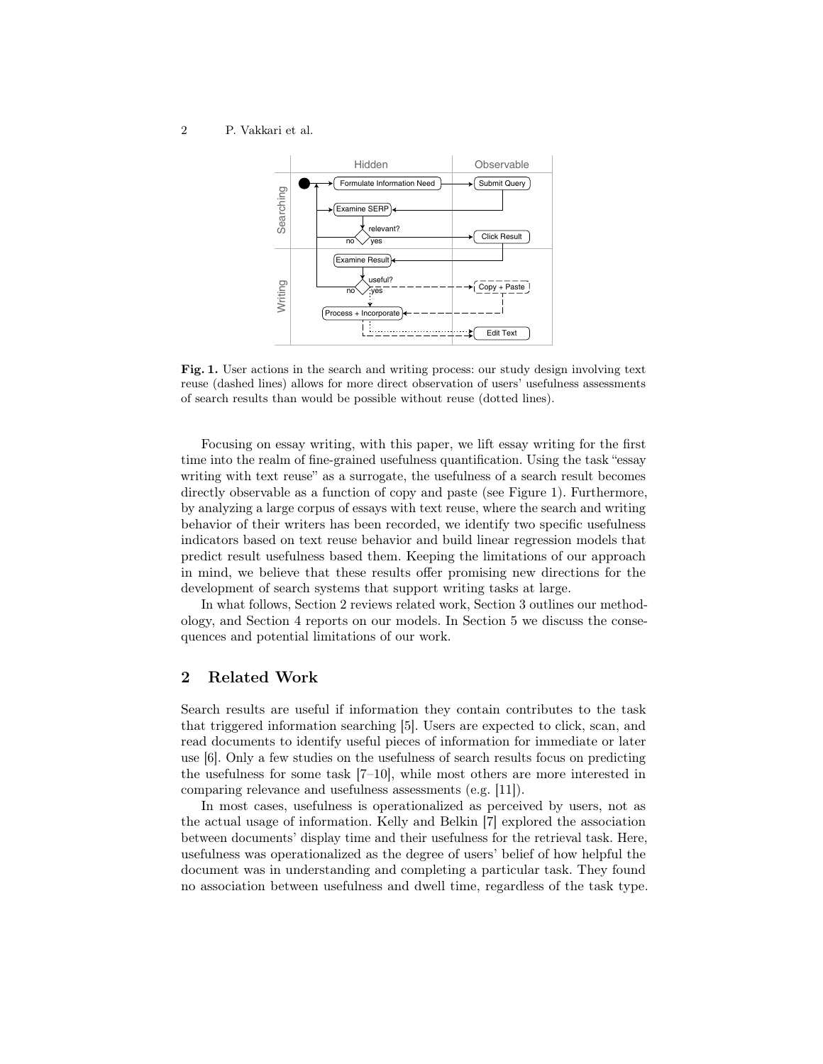**Fig. 1.** User actions in the search and writing process: our study design involving text reuse (dashed lines) allows for more direct observation of users' usefulness assessments of search results than would be possible without reuse (dotted lines).

Focusing on essay writing, with this paper, we lift essay writing for the first time into the realm of fine-grained usefulness quantification. Using the task "essay writing with text reuse" as a surrogate, the usefulness of a search result becomes directly observable as a function of copy and paste (see Figure 1). Furthermore, by analyzing a large corpus of essays with text reuse, where the search and writing behavior of their writers has been recorded, we identify two specific usefulness indicators based on text reuse behavior and build linear regression models that predict result usefulness based them. Keeping the limitations of our approach in mind, we believe that these results offer promising new directions for the development of search systems that support writing tasks at large.

In what follows, Section 2 reviews related work, Section 3 outlines our methodology, and Section 4 reports on our models. In Section 5 we discuss the consequences and potential limitations of our work.

## 2 Related Work

Search results are useful if information they contain contributes to the task that triggered information searching [5]. Users are expected to click, scan, and read documents to identify useful pieces of information for immediate or later use [6]. Only a few studies on the usefulness of search results focus on predicting the usefulness for some task [7–10], while most others are more interested in comparing relevance and usefulness assessments (e.g. [11]).

In most cases, usefulness is operationalized as perceived by users, not as the actual usage of information. Kelly and Belkin [7] explored the association between documents' display time and their usefulness for the retrieval task. Here, usefulness was operationalized as the degree of users' belief of how helpful the document was in understanding and completing a particular task. They found no association between usefulness and dwell time, regardless of the task type.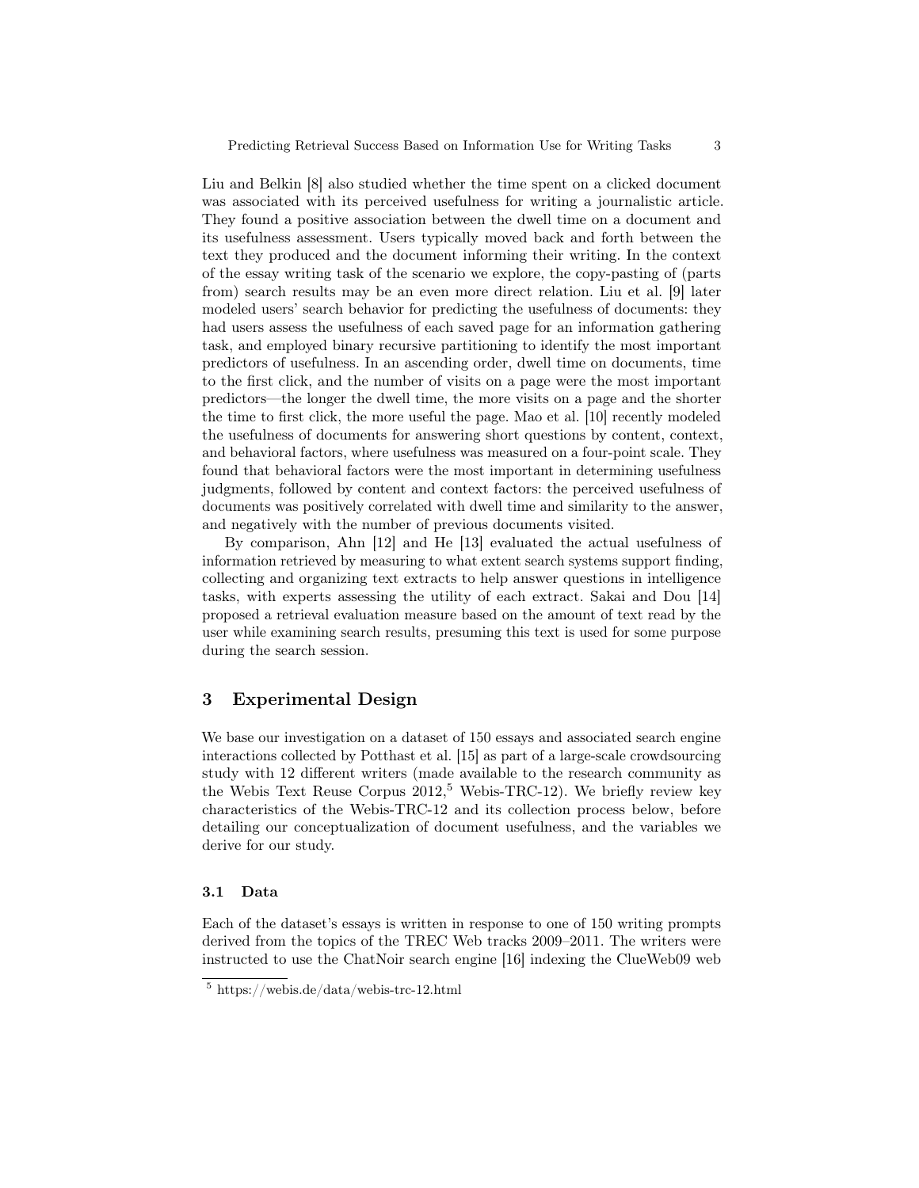Liu and Belkin [8] also studied whether the time spent on a clicked document was associated with its perceived usefulness for writing a journalistic article. They found a positive association between the dwell time on a document and its usefulness assessment. Users typically moved back and forth between the text they produced and the document informing their writing. In the context of the essay writing task of the scenario we explore, the copy-pasting of (parts from) search results may be an even more direct relation. Liu et al. [9] later modeled users' search behavior for predicting the usefulness of documents: they had users assess the usefulness of each saved page for an information gathering task, and employed binary recursive partitioning to identify the most important predictors of usefulness. In an ascending order, dwell time on documents, time to the first click, and the number of visits on a page were the most important predictors—the longer the dwell time, the more visits on a page and the shorter the time to first click, the more useful the page. Mao et al. [10] recently modeled the usefulness of documents for answering short questions by content, context, and behavioral factors, where usefulness was measured on a four-point scale. They found that behavioral factors were the most important in determining usefulness judgments, followed by content and context factors: the perceived usefulness of documents was positively correlated with dwell time and similarity to the answer, and negatively with the number of previous documents visited.

By comparison, Ahn [12] and He [13] evaluated the actual usefulness of information retrieved by measuring to what extent search systems support finding, collecting and organizing text extracts to help answer questions in intelligence tasks, with experts assessing the utility of each extract. Sakai and Dou [14] proposed a retrieval evaluation measure based on the amount of text read by the user while examining search results, presuming this text is used for some purpose during the search session.

## 3 Experimental Design

We base our investigation on a dataset of 150 essays and associated search engine interactions collected by Potthast et al. [15] as part of a large-scale crowdsourcing study with 12 different writers (made available to the research community as the Webis Text Reuse Corpus 2012,[5] Webis-TRC-12). We briefly review key characteristics of the Webis-TRC-12 and its collection process below, before detailing our conceptualization of document usefulness, and the variables we derive for our study.

### 3.1 Data

Each of the dataset's essays is written in response to one of 150 writing prompts derived from the topics of the TREC Web tracks 2009–2011. The writers were instructed to use the ChatNoir search engine [16] indexing the ClueWeb09 web

[5] https://webis.de/data/webis-trc-12.html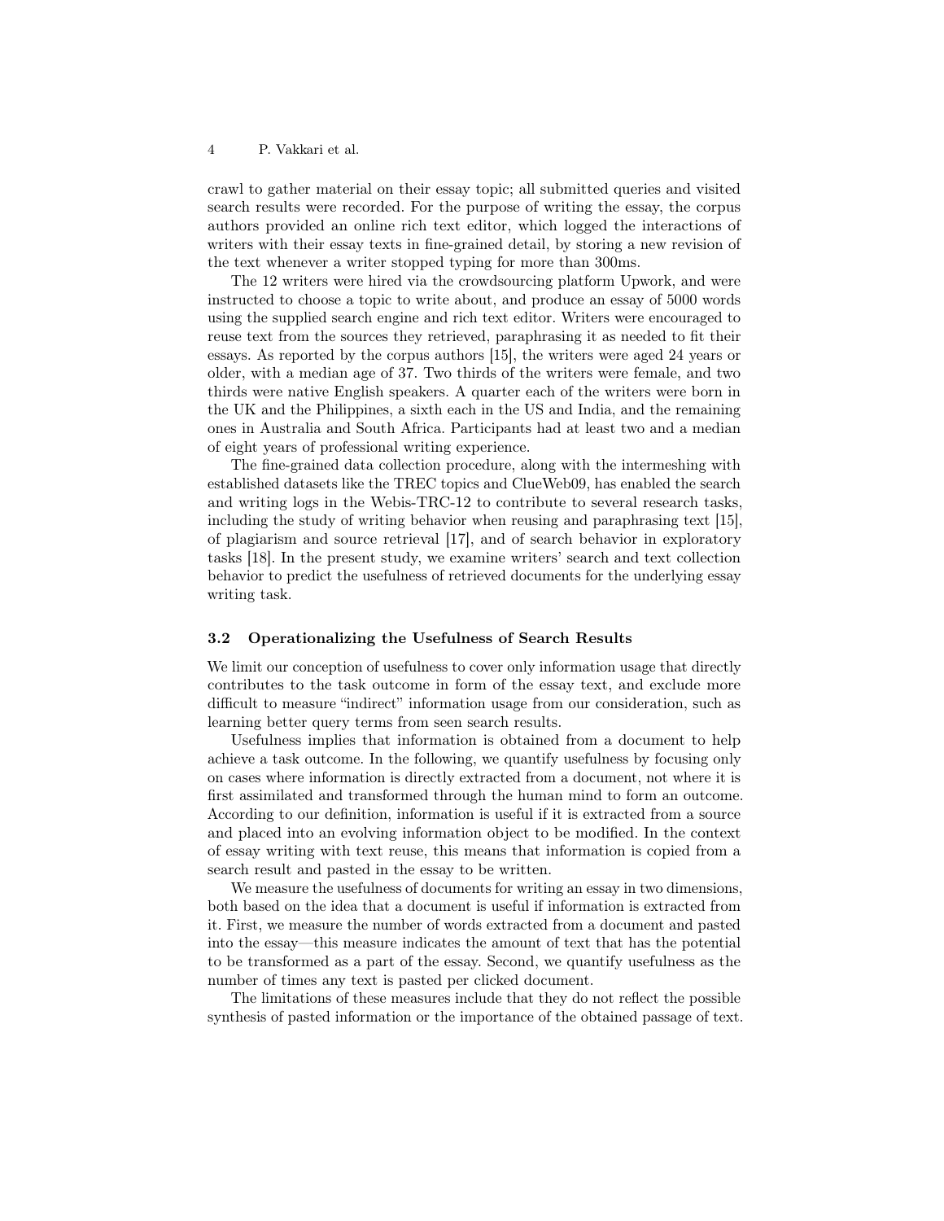crawl to gather material on their essay topic; all submitted queries and visited search results were recorded. For the purpose of writing the essay, the corpus authors provided an online rich text editor, which logged the interactions of writers with their essay texts in fine-grained detail, by storing a new revision of the text whenever a writer stopped typing for more than 300ms.

The 12 writers were hired via the crowdsourcing platform Upwork, and were instructed to choose a topic to write about, and produce an essay of 5000 words using the supplied search engine and rich text editor. Writers were encouraged to reuse text from the sources they retrieved, paraphrasing it as needed to fit their essays. As reported by the corpus authors [15], the writers were aged 24 years or older, with a median age of 37. Two thirds of the writers were female, and two thirds were native English speakers. A quarter each of the writers were born in the UK and the Philippines, a sixth each in the US and India, and the remaining ones in Australia and South Africa. Participants had at least two and a median of eight years of professional writing experience.

The fine-grained data collection procedure, along with the intermeshing with established datasets like the TREC topics and ClueWeb09, has enabled the search and writing logs in the Webis-TRC-12 to contribute to several research tasks, including the study of writing behavior when reusing and paraphrasing text [15], of plagiarism and source retrieval [17], and of search behavior in exploratory tasks [18]. In the present study, we examine writers' search and text collection behavior to predict the usefulness of retrieved documents for the underlying essay writing task.

### 3.2 Operationalizing the Usefulness of Search Results

We limit our conception of usefulness to cover only information usage that directly contributes to the task outcome in form of the essay text, and exclude more difficult to measure "indirect" information usage from our consideration, such as learning better query terms from seen search results.

Usefulness implies that information is obtained from a document to help achieve a task outcome. In the following, we quantify usefulness by focusing only on cases where information is directly extracted from a document, not where it is first assimilated and transformed through the human mind to form an outcome. According to our definition, information is useful if it is extracted from a source and placed into an evolving information object to be modified. In the context of essay writing with text reuse, this means that information is copied from a search result and pasted in the essay to be written.

We measure the usefulness of documents for writing an essay in two dimensions, both based on the idea that a document is useful if information is extracted from it. First, we measure the number of words extracted from a document and pasted into the essay—this measure indicates the amount of text that has the potential to be transformed as a part of the essay. Second, we quantify usefulness as the number of times any text is pasted per clicked document.

The limitations of these measures include that they do not reflect the possible synthesis of pasted information or the importance of the obtained passage of text.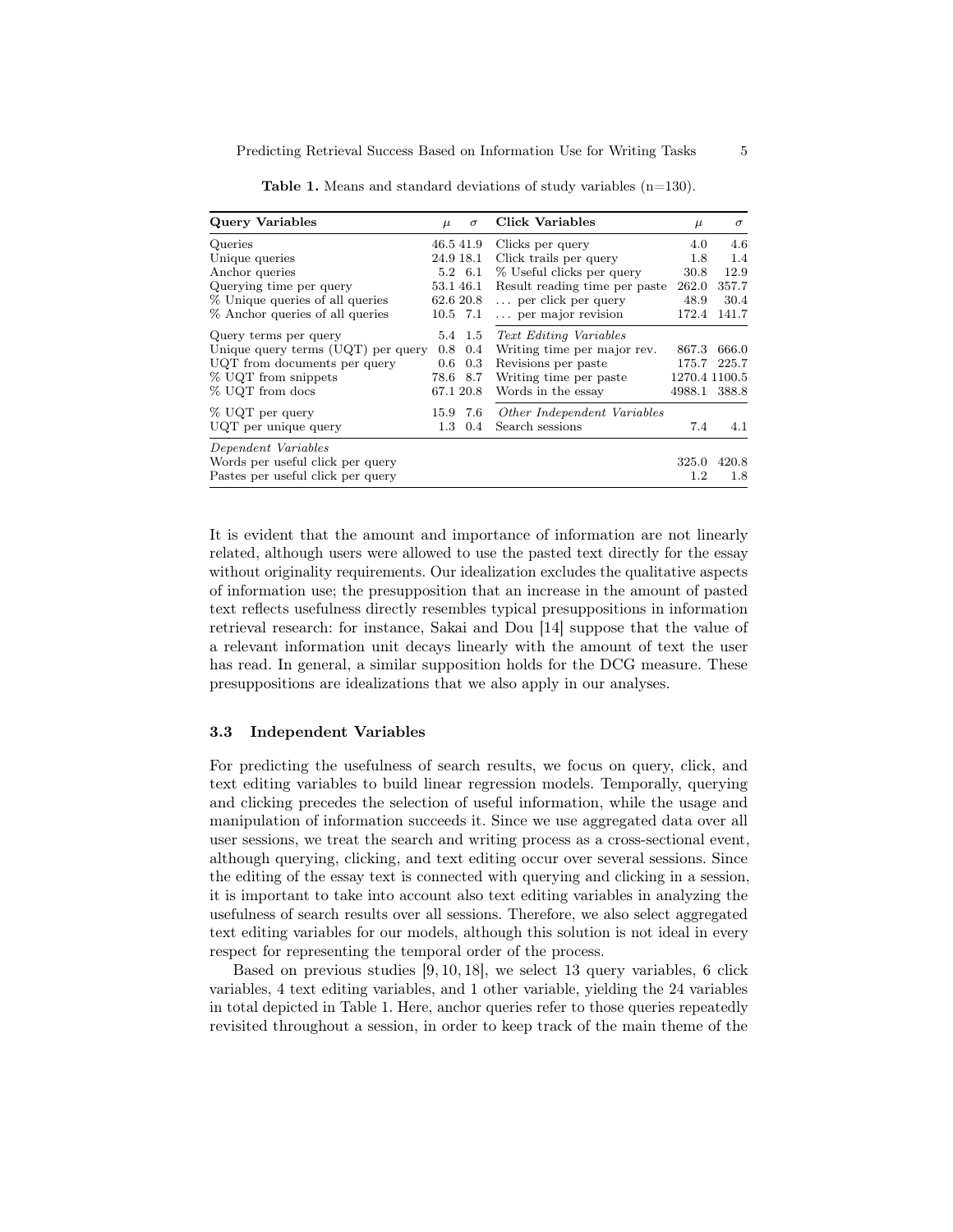**Table 1.** Means and standard deviations of study variables (n=130).

| Query Variables | $\mu$ | $\sigma$ | Click Variables | $\mu$ | $\sigma$ |
|---|---|---|---|---|---|
| Queries | 46.5 | 41.9 | Clicks per query | 4.0 | 4.6 |
| Unique queries | 24.9 | 18.1 | Click trails per query | 1.8 | 1.4 |
| Anchor queries | 5.2 | 6.1 | % Useful clicks per query | 30.8 | 12.9 |
| Querying time per query | 53.1 | 46.1 | Result reading time per paste | 262.0 | 357.7 |
| % Unique queries of all queries | 62.6 | 20.8 | ... per click per query | 48.9 | 30.4 |
| % Anchor queries of all queries | 10.5 | 7.1 | ... per major revision | 172.4 | 141.7 |
| Query terms per query | 5.4 | 1.5 | *Text Editing Variables* | | |
| Unique query terms (UQT) per query | 0.8 | 0.4 | Writing time per major rev. | 867.3 | 666.0 |
| UQT from documents per query | 0.6 | 0.3 | Revisions per paste | 175.7 | 225.7 |
| % UQT from snippets | 78.6 | 8.7 | Writing time per paste | 1270.4 | 1100.5 |
| % UQT from docs | 67.1 | 20.8 | Words in the essay | 4988.1 | 388.8 |
| % UQT per query | 15.9 | 7.6 | *Other Independent Variables* | | |
| UQT per unique query | 1.3 | 0.4 | Search sessions | 7.4 | 4.1 |
| *Dependent Variables* | | | | | |
| Words per useful click per query | | | | 325.0 | 420.8 |
| Pastes per useful click per query | | | | 1.2 | 1.8 |

It is evident that the amount and importance of information are not linearly related, although users were allowed to use the pasted text directly for the essay without originality requirements. Our idealization excludes the qualitative aspects of information use; the presupposition that an increase in the amount of pasted text reflects usefulness directly resembles typical presuppositions in information retrieval research: for instance, Sakai and Dou [14] suppose that the value of a relevant information unit decays linearly with the amount of text the user has read. In general, a similar supposition holds for the DCG measure. These presuppositions are idealizations that we also apply in our analyses.

### 3.3 Independent Variables

For predicting the usefulness of search results, we focus on query, click, and text editing variables to build linear regression models. Temporally, querying and clicking precedes the selection of useful information, while the usage and manipulation of information succeeds it. Since we use aggregated data over all user sessions, we treat the search and writing process as a cross-sectional event, although querying, clicking, and text editing occur over several sessions. Since the editing of the essay text is connected with querying and clicking in a session, it is important to take into account also text editing variables in analyzing the usefulness of search results over all sessions. Therefore, we also select aggregated text editing variables for our models, although this solution is not ideal in every respect for representing the temporal order of the process.

Based on previous studies [9, 10, 18], we select 13 query variables, 6 click variables, 4 text editing variables, and 1 other variable, yielding the 24 variables in total depicted in Table 1. Here, anchor queries refer to those queries repeatedly revisited throughout a session, in order to keep track of the main theme of the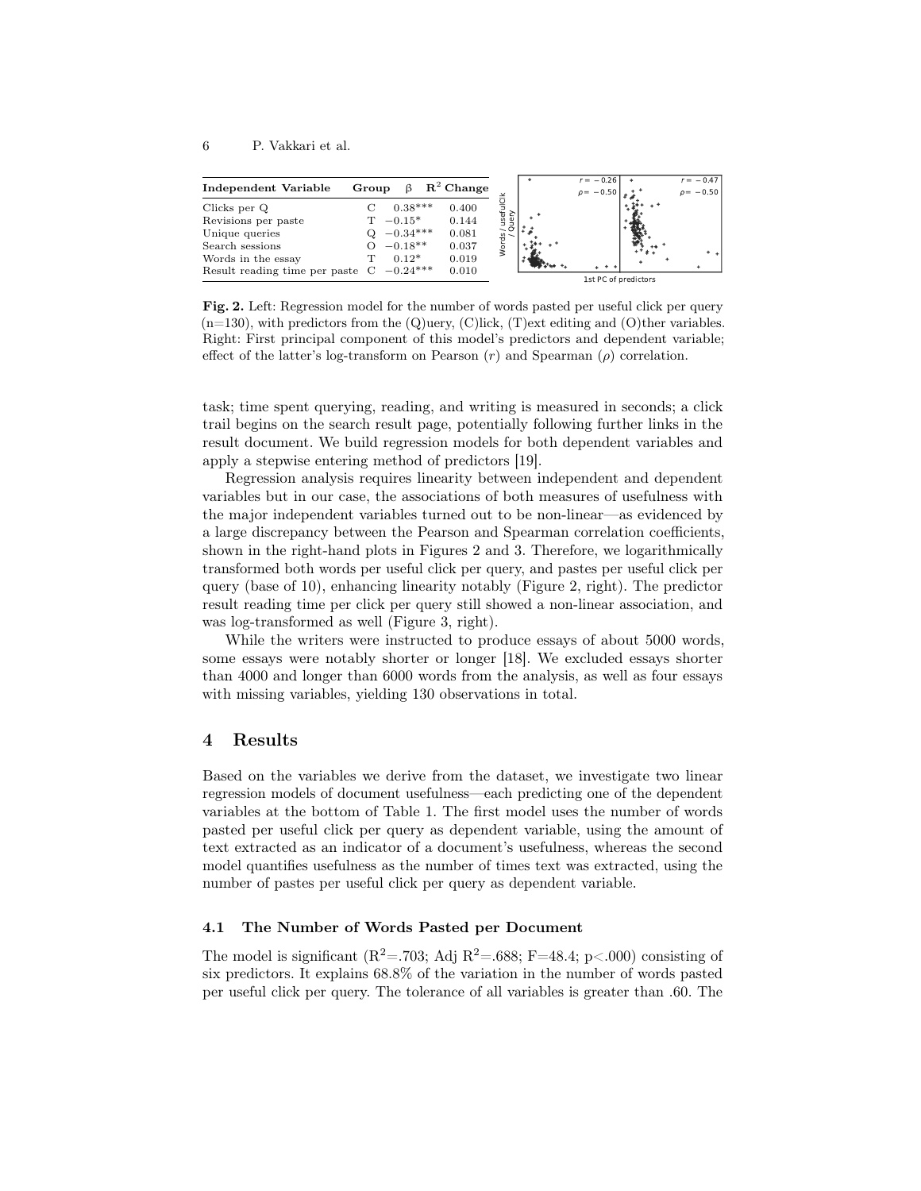| Independent Variable | Group | β | $R^2$ Change |
|---|---|---|---|
| Clicks per Q | C | 0.38*** | 0.400 |
| Revisions per paste | T | −0.15* | 0.144 |
| Unique queries | Q | −0.34*** | 0.081 |
| Search sessions | O | −0.18** | 0.037 |
| Words in the essay | T | 0.12* | 0.019 |
| Result reading time per paste | C | −0.24*** | 0.010 |

**Fig. 2.** Left: Regression model for the number of words pasted per useful click per query (n=130), with predictors from the (Q)uery, (C)lick, (T)ext editing and (O)ther variables. Right: First principal component of this model's predictors and dependent variable; effect of the latter's log-transform on Pearson ($r$) and Spearman ($\rho$) correlation.

task; time spent querying, reading, and writing is measured in seconds; a click trail begins on the search result page, potentially following further links in the result document. We build regression models for both dependent variables and apply a stepwise entering method of predictors [19].

Regression analysis requires linearity between independent and dependent variables but in our case, the associations of both measures of usefulness with the major independent variables turned out to be non-linear—as evidenced by a large discrepancy between the Pearson and Spearman correlation coefficients, shown in the right-hand plots in Figures 2 and 3. Therefore, we logarithmically transformed both words per useful click per query, and pastes per useful click per query (base of 10), enhancing linearity notably (Figure 2, right). The predictor result reading time per click per query still showed a non-linear association, and was log-transformed as well (Figure 3, right).

While the writers were instructed to produce essays of about 5000 words, some essays were notably shorter or longer [18]. We excluded essays shorter than 4000 and longer than 6000 words from the analysis, as well as four essays with missing variables, yielding 130 observations in total.

## 4 Results

Based on the variables we derive from the dataset, we investigate two linear regression models of document usefulness—each predicting one of the dependent variables at the bottom of Table 1. The first model uses the number of words pasted per useful click per query as dependent variable, using the amount of text extracted as an indicator of a document's usefulness, whereas the second model quantifies usefulness as the number of times text was extracted, using the number of pastes per useful click per query as dependent variable.

### 4.1 The Number of Words Pasted per Document

The model is significant ($R^2$=.703; Adj $R^2$=.688; F=48.4; p<.000) consisting of six predictors. It explains 68.8% of the variation in the number of words pasted per useful click per query. The tolerance of all variables is greater than .60. The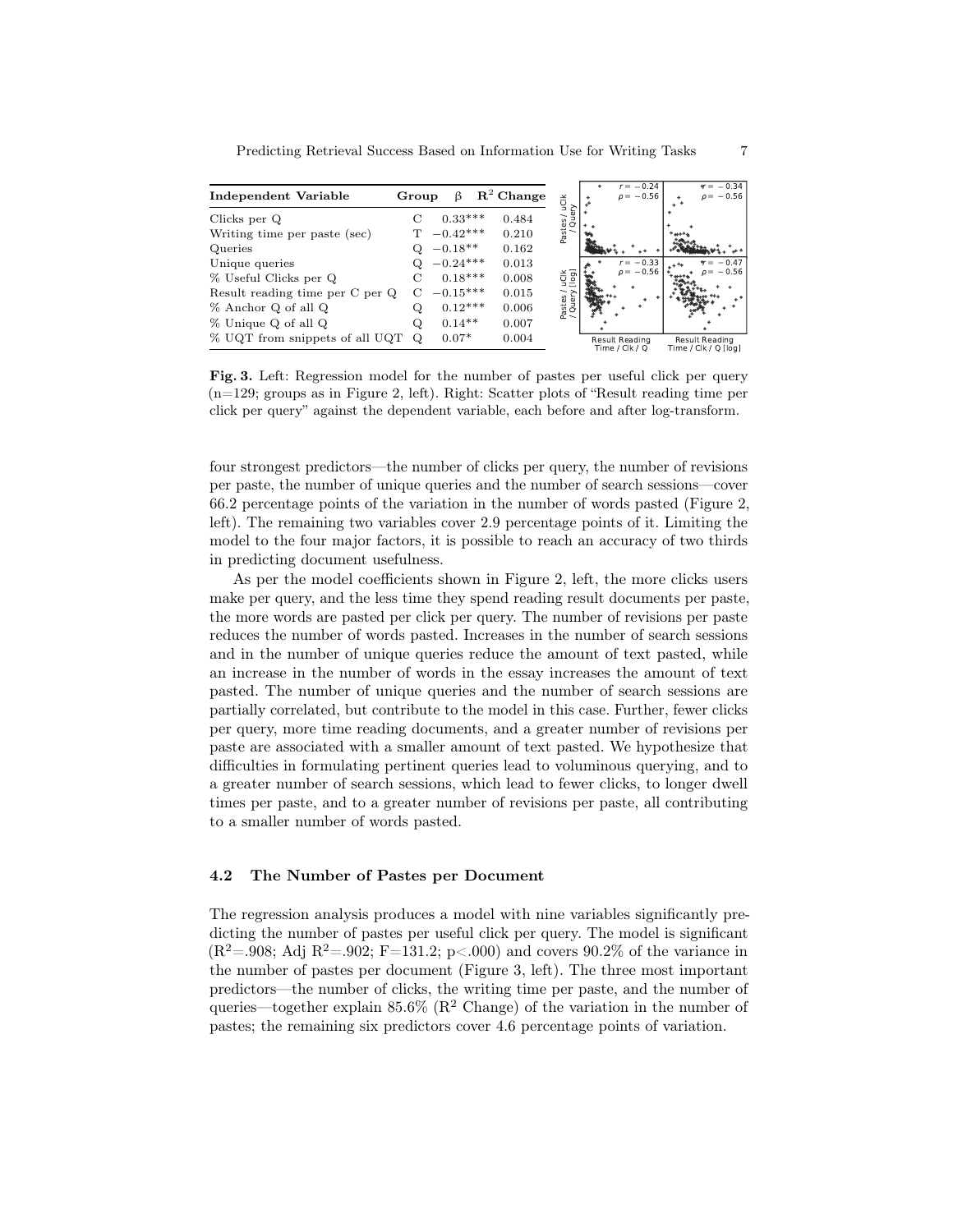| Independent Variable | Group | β | $R^2$ Change |
|---|---|---|---|
| Clicks per Q | C | 0.33*** | 0.484 |
| Writing time per paste (sec) | T | −0.42*** | 0.210 |
| Queries | Q | −0.18** | 0.162 |
| Unique queries | Q | −0.24*** | 0.013 |
| % Useful Clicks per Q | C | 0.18*** | 0.008 |
| Result reading time per C per Q | C | −0.15*** | 0.015 |
| % Anchor Q of all Q | Q | 0.12*** | 0.006 |
| % Unique Q of all Q | Q | 0.14** | 0.007 |
| % UQT from snippets of all UQT | Q | 0.07* | 0.004 |

**Fig. 3.** Left: Regression model for the number of pastes per useful click per query (n=129; groups as in Figure 2, left). Right: Scatter plots of "Result reading time per click per query" against the dependent variable, each before and after log-transform.

four strongest predictors—the number of clicks per query, the number of revisions per paste, the number of unique queries and the number of search sessions—cover 66.2 percentage points of the variation in the number of words pasted (Figure 2, left). The remaining two variables cover 2.9 percentage points of it. Limiting the model to the four major factors, it is possible to reach an accuracy of two thirds in predicting document usefulness.

As per the model coefficients shown in Figure 2, left, the more clicks users make per query, and the less time they spend reading result documents per paste, the more words are pasted per click per query. The number of revisions per paste reduces the number of words pasted. Increases in the number of search sessions and in the number of unique queries reduce the amount of text pasted, while an increase in the number of words in the essay increases the amount of text pasted. The number of unique queries and the number of search sessions are partially correlated, but contribute to the model in this case. Further, fewer clicks per query, more time reading documents, and a greater number of revisions per paste are associated with a smaller amount of text pasted. We hypothesize that difficulties in formulating pertinent queries lead to voluminous querying, and to a greater number of search sessions, which lead to fewer clicks, to longer dwell times per paste, and to a greater number of revisions per paste, all contributing to a smaller number of words pasted.

### 4.2 The Number of Pastes per Document

The regression analysis produces a model with nine variables significantly predicting the number of pastes per useful click per query. The model is significant ($R^2$=.908; Adj $R^2$=.902; F=131.2; p<.000) and covers 90.2% of the variance in the number of pastes per document (Figure 3, left). The three most important predictors—the number of clicks, the writing time per paste, and the number of queries—together explain 85.6% ($R^2$ Change) of the variation in the number of pastes; the remaining six predictors cover 4.6 percentage points of variation.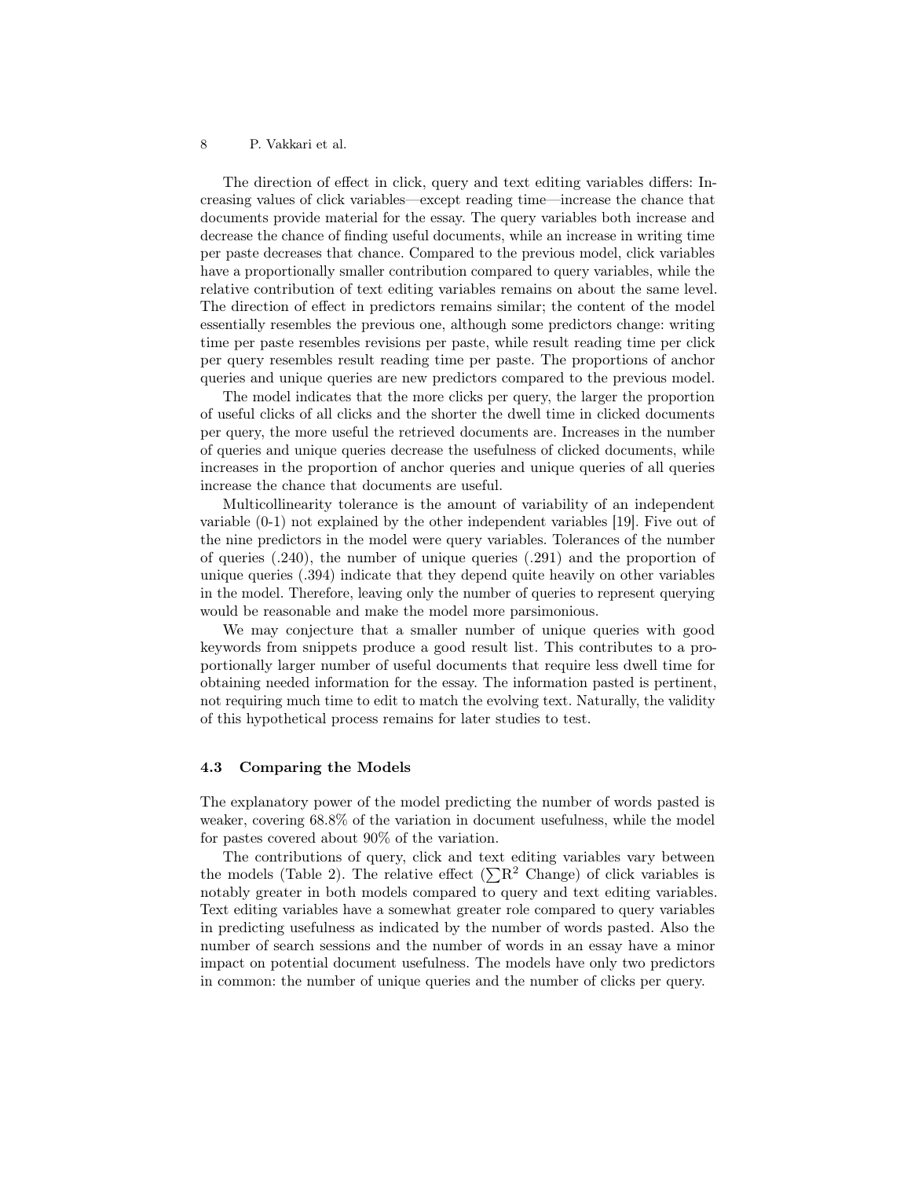The direction of effect in click, query and text editing variables differs: Increasing values of click variables—except reading time—increase the chance that documents provide material for the essay. The query variables both increase and decrease the chance of finding useful documents, while an increase in writing time per paste decreases that chance. Compared to the previous model, click variables have a proportionally smaller contribution compared to query variables, while the relative contribution of text editing variables remains on about the same level. The direction of effect in predictors remains similar; the content of the model essentially resembles the previous one, although some predictors change: writing time per paste resembles revisions per paste, while result reading time per click per query resembles result reading time per paste. The proportions of anchor queries and unique queries are new predictors compared to the previous model.

The model indicates that the more clicks per query, the larger the proportion of useful clicks of all clicks and the shorter the dwell time in clicked documents per query, the more useful the retrieved documents are. Increases in the number of queries and unique queries decrease the usefulness of clicked documents, while increases in the proportion of anchor queries and unique queries of all queries increase the chance that documents are useful.

Multicollinearity tolerance is the amount of variability of an independent variable (0-1) not explained by the other independent variables [19]. Five out of the nine predictors in the model were query variables. Tolerances of the number of queries (.240), the number of unique queries (.291) and the proportion of unique queries (.394) indicate that they depend quite heavily on other variables in the model. Therefore, leaving only the number of queries to represent querying would be reasonable and make the model more parsimonious.

We may conjecture that a smaller number of unique queries with good keywords from snippets produce a good result list. This contributes to a proportionally larger number of useful documents that require less dwell time for obtaining needed information for the essay. The information pasted is pertinent, not requiring much time to edit to match the evolving text. Naturally, the validity of this hypothetical process remains for later studies to test.

### 4.3 Comparing the Models

The explanatory power of the model predicting the number of words pasted is weaker, covering 68.8% of the variation in document usefulness, while the model for pastes covered about 90% of the variation.

The contributions of query, click and text editing variables vary between the models (Table 2). The relative effect ($\sum R^2$ Change) of click variables is notably greater in both models compared to query and text editing variables. Text editing variables have a somewhat greater role compared to query variables in predicting usefulness as indicated by the number of words pasted. Also the number of search sessions and the number of words in an essay have a minor impact on potential document usefulness. The models have only two predictors in common: the number of unique queries and the number of clicks per query.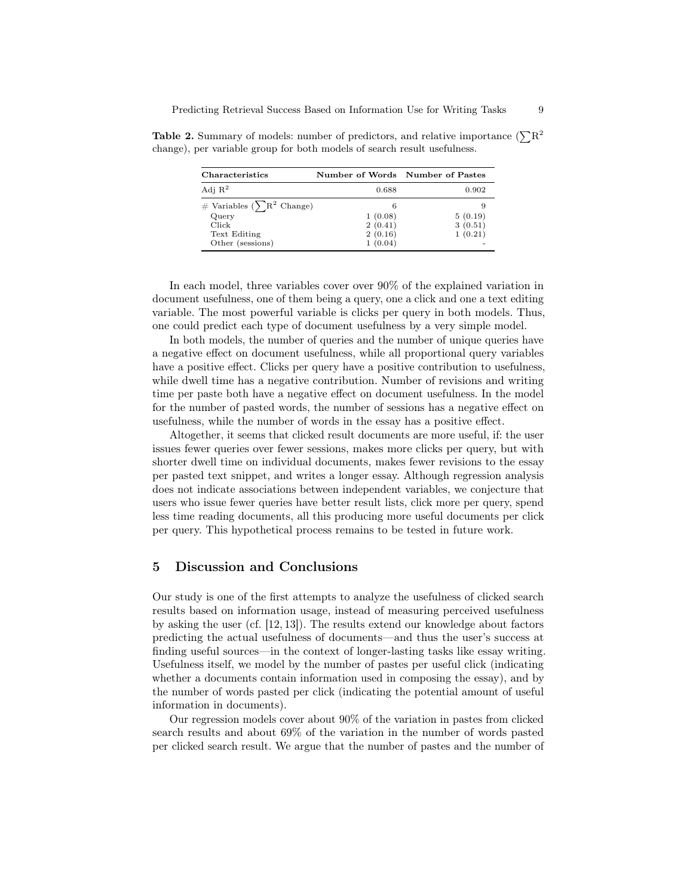**Table 2.** Summary of models: number of predictors, and relative importance ($\sum R^2$ change), per variable group for both models of search result usefulness.

| Characteristics | Number of Words | Number of Pastes |
|---|---|---|
| Adj $R^2$ | 0.688 | 0.902 |
| # Variables ($\sum R^2$ Change) | 6 | 9 |
| Query | 1 (0.08) | 5 (0.19) |
| Click | 2 (0.41) | 3 (0.51) |
| Text Editing | 2 (0.16) | 1 (0.21) |
| Other (sessions) | 1 (0.04) | - |

In each model, three variables cover over 90% of the explained variation in document usefulness, one of them being a query, one a click and one a text editing variable. The most powerful variable is clicks per query in both models. Thus, one could predict each type of document usefulness by a very simple model.

In both models, the number of queries and the number of unique queries have a negative effect on document usefulness, while all proportional query variables have a positive effect. Clicks per query have a positive contribution to usefulness, while dwell time has a negative contribution. Number of revisions and writing time per paste both have a negative effect on document usefulness. In the model for the number of pasted words, the number of sessions has a negative effect on usefulness, while the number of words in the essay has a positive effect.

Altogether, it seems that clicked result documents are more useful, if: the user issues fewer queries over fewer sessions, makes more clicks per query, but with shorter dwell time on individual documents, makes fewer revisions to the essay per pasted text snippet, and writes a longer essay. Although regression analysis does not indicate associations between independent variables, we conjecture that users who issue fewer queries have better result lists, click more per query, spend less time reading documents, all this producing more useful documents per click per query. This hypothetical process remains to be tested in future work.

## 5 Discussion and Conclusions

Our study is one of the first attempts to analyze the usefulness of clicked search results based on information usage, instead of measuring perceived usefulness by asking the user (cf. [12, 13]). The results extend our knowledge about factors predicting the actual usefulness of documents—and thus the user's success at finding useful sources—in the context of longer-lasting tasks like essay writing. Usefulness itself, we model by the number of pastes per useful click (indicating whether a documents contain information used in composing the essay), and by the number of words pasted per click (indicating the potential amount of useful information in documents).

Our regression models cover about 90% of the variation in pastes from clicked search results and about 69% of the variation in the number of words pasted per clicked search result. We argue that the number of pastes and the number of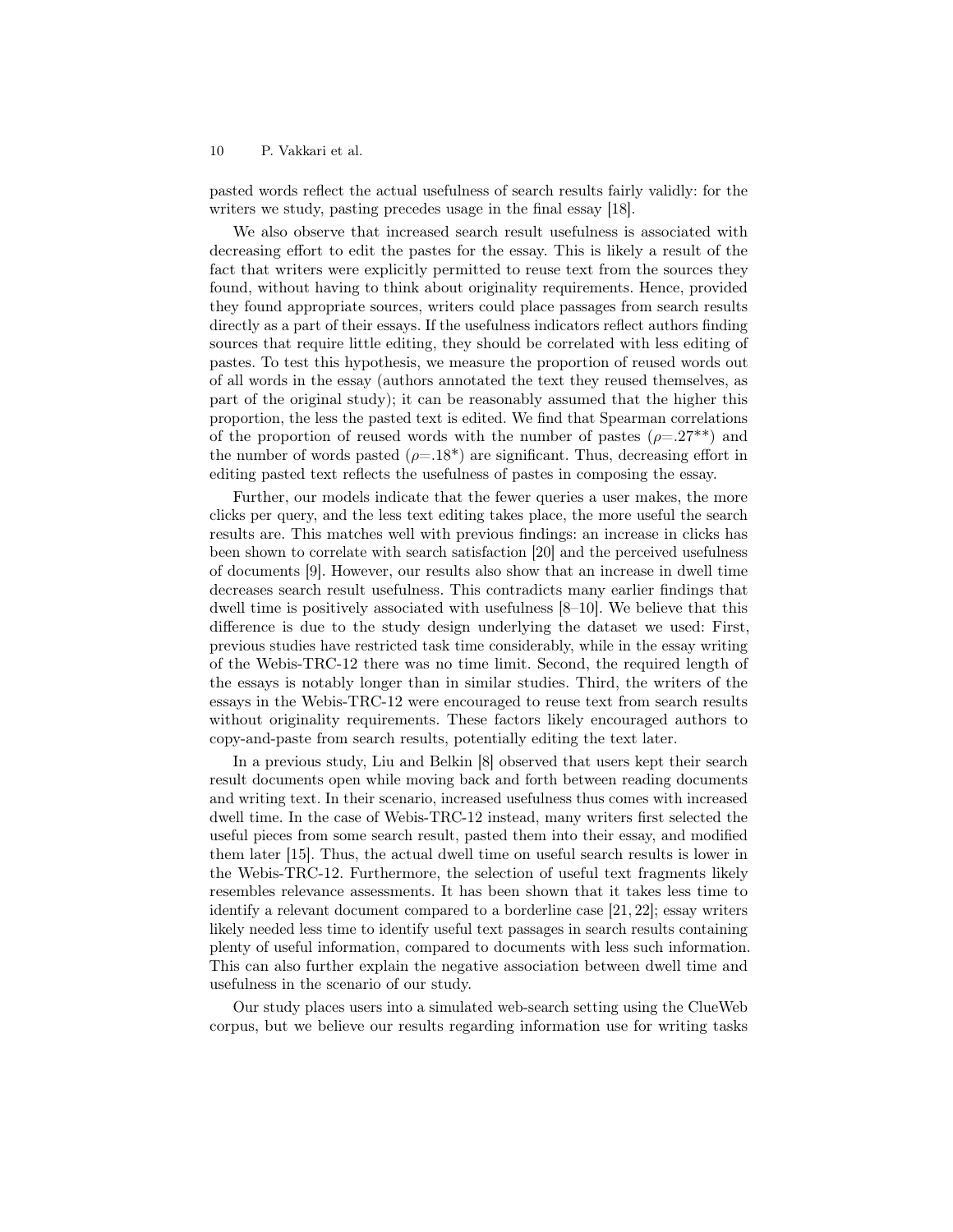pasted words reflect the actual usefulness of search results fairly validly: for the writers we study, pasting precedes usage in the final essay [18].

We also observe that increased search result usefulness is associated with decreasing effort to edit the pastes for the essay. This is likely a result of the fact that writers were explicitly permitted to reuse text from the sources they found, without having to think about originality requirements. Hence, provided they found appropriate sources, writers could place passages from search results directly as a part of their essays. If the usefulness indicators reflect authors finding sources that require little editing, they should be correlated with less editing of pastes. To test this hypothesis, we measure the proportion of reused words out of all words in the essay (authors annotated the text they reused themselves, as part of the original study); it can be reasonably assumed that the higher this proportion, the less the pasted text is edited. We find that Spearman correlations of the proportion of reused words with the number of pastes ($\rho$=.27**) and the number of words pasted ($\rho$=.18*) are significant. Thus, decreasing effort in editing pasted text reflects the usefulness of pastes in composing the essay.

Further, our models indicate that the fewer queries a user makes, the more clicks per query, and the less text editing takes place, the more useful the search results are. This matches well with previous findings: an increase in clicks has been shown to correlate with search satisfaction [20] and the perceived usefulness of documents [9]. However, our results also show that an increase in dwell time decreases search result usefulness. This contradicts many earlier findings that dwell time is positively associated with usefulness [8–10]. We believe that this difference is due to the study design underlying the dataset we used: First, previous studies have restricted task time considerably, while in the essay writing of the Webis-TRC-12 there was no time limit. Second, the required length of the essays is notably longer than in similar studies. Third, the writers of the essays in the Webis-TRC-12 were encouraged to reuse text from search results without originality requirements. These factors likely encouraged authors to copy-and-paste from search results, potentially editing the text later.

In a previous study, Liu and Belkin [8] observed that users kept their search result documents open while moving back and forth between reading documents and writing text. In their scenario, increased usefulness thus comes with increased dwell time. In the case of Webis-TRC-12 instead, many writers first selected the useful pieces from some search result, pasted them into their essay, and modified them later [15]. Thus, the actual dwell time on useful search results is lower in the Webis-TRC-12. Furthermore, the selection of useful text fragments likely resembles relevance assessments. It has been shown that it takes less time to identify a relevant document compared to a borderline case [21, 22]; essay writers likely needed less time to identify useful text passages in search results containing plenty of useful information, compared to documents with less such information. This can also further explain the negative association between dwell time and usefulness in the scenario of our study.

Our study places users into a simulated web-search setting using the ClueWeb corpus, but we believe our results regarding information use for writing tasks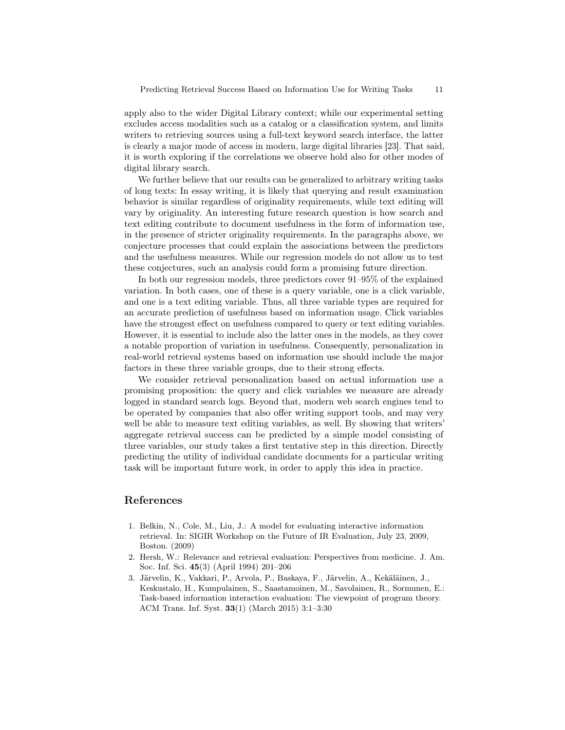apply also to the wider Digital Library context; while our experimental setting excludes access modalities such as a catalog or a classification system, and limits writers to retrieving sources using a full-text keyword search interface, the latter is clearly a major mode of access in modern, large digital libraries [23]. That said, it is worth exploring if the correlations we observe hold also for other modes of digital library search.

We further believe that our results can be generalized to arbitrary writing tasks of long texts: In essay writing, it is likely that querying and result examination behavior is similar regardless of originality requirements, while text editing will vary by originality. An interesting future research question is how search and text editing contribute to document usefulness in the form of information use, in the presence of stricter originality requirements. In the paragraphs above, we conjecture processes that could explain the associations between the predictors and the usefulness measures. While our regression models do not allow us to test these conjectures, such an analysis could form a promising future direction.

In both our regression models, three predictors cover 91–95% of the explained variation. In both cases, one of these is a query variable, one is a click variable, and one is a text editing variable. Thus, all three variable types are required for an accurate prediction of usefulness based on information usage. Click variables have the strongest effect on usefulness compared to query or text editing variables. However, it is essential to include also the latter ones in the models, as they cover a notable proportion of variation in usefulness. Consequently, personalization in real-world retrieval systems based on information use should include the major factors in these three variable groups, due to their strong effects.

We consider retrieval personalization based on actual information use a promising proposition: the query and click variables we measure are already logged in standard search logs. Beyond that, modern web search engines tend to be operated by companies that also offer writing support tools, and may very well be able to measure text editing variables, as well. By showing that writers' aggregate retrieval success can be predicted by a simple model consisting of three variables, our study takes a first tentative step in this direction. Directly predicting the utility of individual candidate documents for a particular writing task will be important future work, in order to apply this idea in practice.

## References

1. Belkin, N., Cole, M., Liu, J.: A model for evaluating interactive information retrieval. In: SIGIR Workshop on the Future of IR Evaluation, July 23, 2009, Boston. (2009)
2. Hersh, W.: Relevance and retrieval evaluation: Perspectives from medicine. J. Am. Soc. Inf. Sci. **45**(3) (April 1994) 201–206
3. Järvelin, K., Vakkari, P., Arvola, P., Baskaya, F., Järvelin, A., Kekäläinen, J., Keskustalo, H., Kumpulainen, S., Saastamoinen, M., Savolainen, R., Sormunen, E.: Task-based information interaction evaluation: The viewpoint of program theory. ACM Trans. Inf. Syst. **33**(1) (March 2015) 3:1–3:30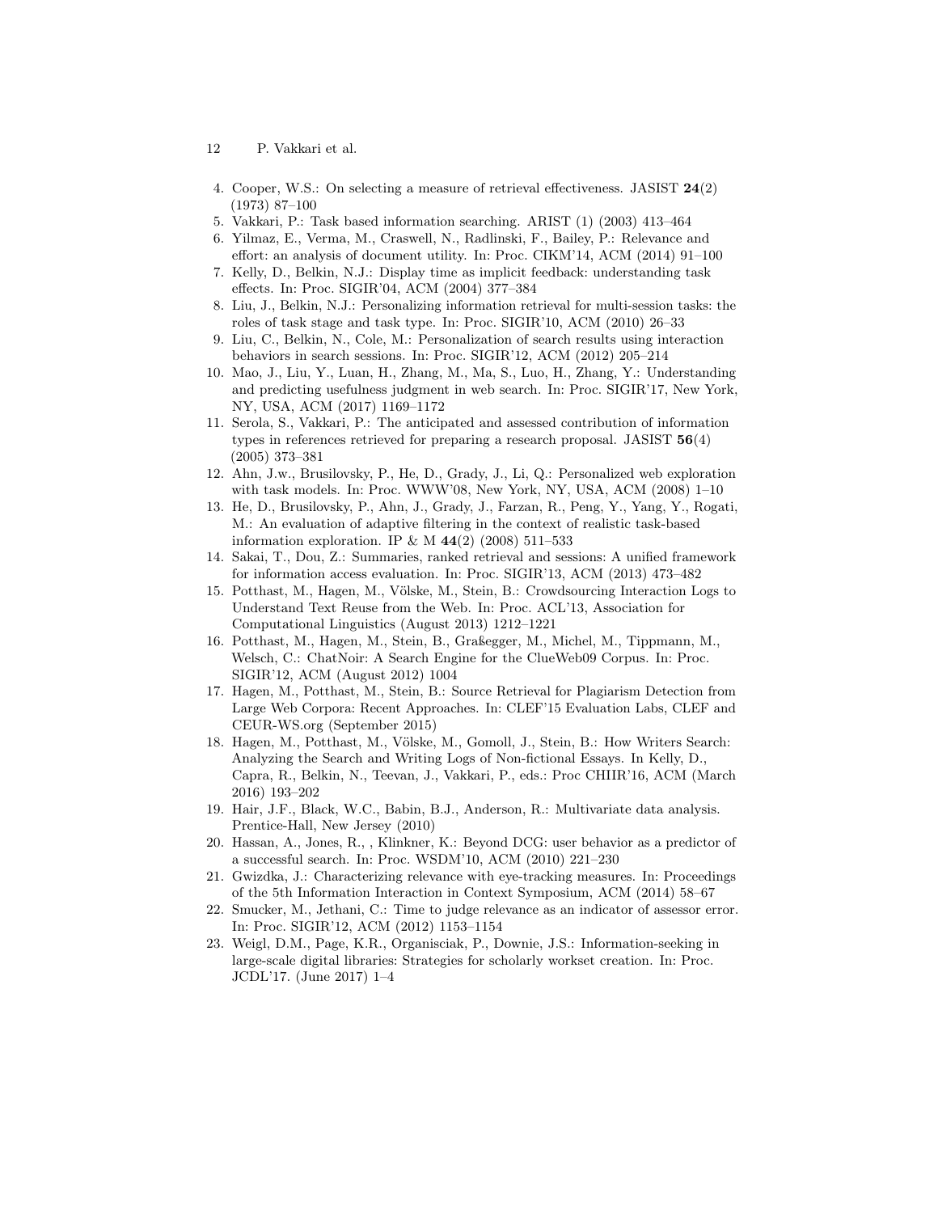4. Cooper, W.S.: On selecting a measure of retrieval effectiveness. JASIST **24**(2) (1973) 87–100
5. Vakkari, P.: Task based information searching. ARIST (1) (2003) 413–464
6. Yilmaz, E., Verma, M., Craswell, N., Radlinski, F., Bailey, P.: Relevance and effort: an analysis of document utility. In: Proc. CIKM'14, ACM (2014) 91–100
7. Kelly, D., Belkin, N.J.: Display time as implicit feedback: understanding task effects. In: Proc. SIGIR'04, ACM (2004) 377–384
8. Liu, J., Belkin, N.J.: Personalizing information retrieval for multi-session tasks: the roles of task stage and task type. In: Proc. SIGIR'10, ACM (2010) 26–33
9. Liu, C., Belkin, N., Cole, M.: Personalization of search results using interaction behaviors in search sessions. In: Proc. SIGIR'12, ACM (2012) 205–214
10. Mao, J., Liu, Y., Luan, H., Zhang, M., Ma, S., Luo, H., Zhang, Y.: Understanding and predicting usefulness judgment in web search. In: Proc. SIGIR'17, New York, NY, USA, ACM (2017) 1169–1172
11. Serola, S., Vakkari, P.: The anticipated and assessed contribution of information types in references retrieved for preparing a research proposal. JASIST **56**(4) (2005) 373–381
12. Ahn, J.w., Brusilovsky, P., He, D., Grady, J., Li, Q.: Personalized web exploration with task models. In: Proc. WWW'08, New York, NY, USA, ACM (2008) 1–10
13. He, D., Brusilovsky, P., Ahn, J., Grady, J., Farzan, R., Peng, Y., Yang, Y., Rogati, M.: An evaluation of adaptive filtering in the context of realistic task-based information exploration. IP & M **44**(2) (2008) 511–533
14. Sakai, T., Dou, Z.: Summaries, ranked retrieval and sessions: A unified framework for information access evaluation. In: Proc. SIGIR'13, ACM (2013) 473–482
15. Potthast, M., Hagen, M., Völske, M., Stein, B.: Crowdsourcing Interaction Logs to Understand Text Reuse from the Web. In: Proc. ACL'13, Association for Computational Linguistics (August 2013) 1212–1221
16. Potthast, M., Hagen, M., Stein, B., Graßegger, M., Michel, M., Tippmann, M., Welsch, C.: ChatNoir: A Search Engine for the ClueWeb09 Corpus. In: Proc. SIGIR'12, ACM (August 2012) 1004
17. Hagen, M., Potthast, M., Stein, B.: Source Retrieval for Plagiarism Detection from Large Web Corpora: Recent Approaches. In: CLEF'15 Evaluation Labs, CLEF and CEUR-WS.org (September 2015)
18. Hagen, M., Potthast, M., Völske, M., Gomoll, J., Stein, B.: How Writers Search: Analyzing the Search and Writing Logs of Non-fictional Essays. In Kelly, D., Capra, R., Belkin, N., Teevan, J., Vakkari, P., eds.: Proc CHIIR'16, ACM (March 2016) 193–202
19. Hair, J.F., Black, W.C., Babin, B.J., Anderson, R.: Multivariate data analysis. Prentice-Hall, New Jersey (2010)
20. Hassan, A., Jones, R., , Klinkner, K.: Beyond DCG: user behavior as a predictor of a successful search. In: Proc. WSDM'10, ACM (2010) 221–230
21. Gwizdka, J.: Characterizing relevance with eye-tracking measures. In: Proceedings of the 5th Information Interaction in Context Symposium, ACM (2014) 58–67
22. Smucker, M., Jethani, C.: Time to judge relevance as an indicator of assessor error. In: Proc. SIGIR'12, ACM (2012) 1153–1154
23. Weigl, D.M., Page, K.R., Organisciak, P., Downie, J.S.: Information-seeking in large-scale digital libraries: Strategies for scholarly workset creation. In: Proc. JCDL'17. (June 2017) 1–4